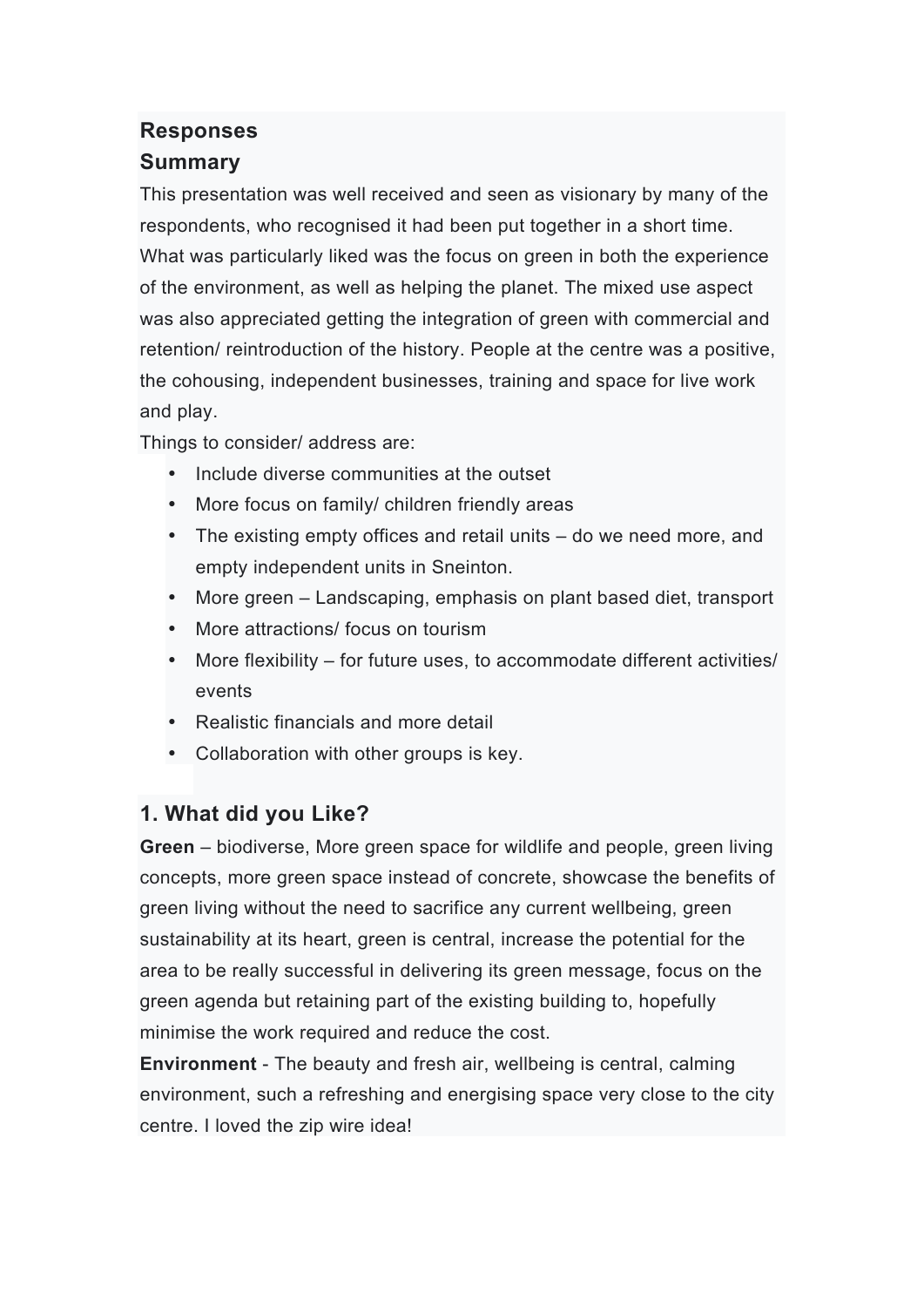## Responses

## Summary

This presentation was well received and seen as visionary by many of the respondents, who recognised it had been put together in a short time. What was particularly liked was the focus on green in both the experience of the environment, as well as helping the planet. The mixed use aspect was also appreciated getting the integration of green with commercial and retention/ reintroduction of the history. People at the centre was a positive, the cohousing, independent businesses, training and space for live work and play.

Things to consider/ address are:

- Include diverse communities at the outset
- More focus on family/ children friendly areas
- The existing empty offices and retail units – do we need more, and empty independent units in Sneinton.
- More green – Landscaping, emphasis on plant based diet, transport
- More attractions/ focus on tourism
- More flexibility – for future uses, to accommodate different activities/ events
- Realistic financials and more detail
- Collaboration with other groups is key.

## 1. What did you Like?

**Green** – biodiverse, More green space for wildlife and people, green living concepts, more green space instead of concrete, showcase the benefits of green living without the need to sacrifice any current wellbeing, green sustainability at its heart, green is central, increase the potential for the area to be really successful in delivering its green message, focus on the green agenda but retaining part of the existing building to, hopefully minimise the work required and reduce the cost.

**Environment** - The beauty and fresh air, wellbeing is central, calming environment, such a refreshing and energising space very close to the city centre. I loved the zip wire idea!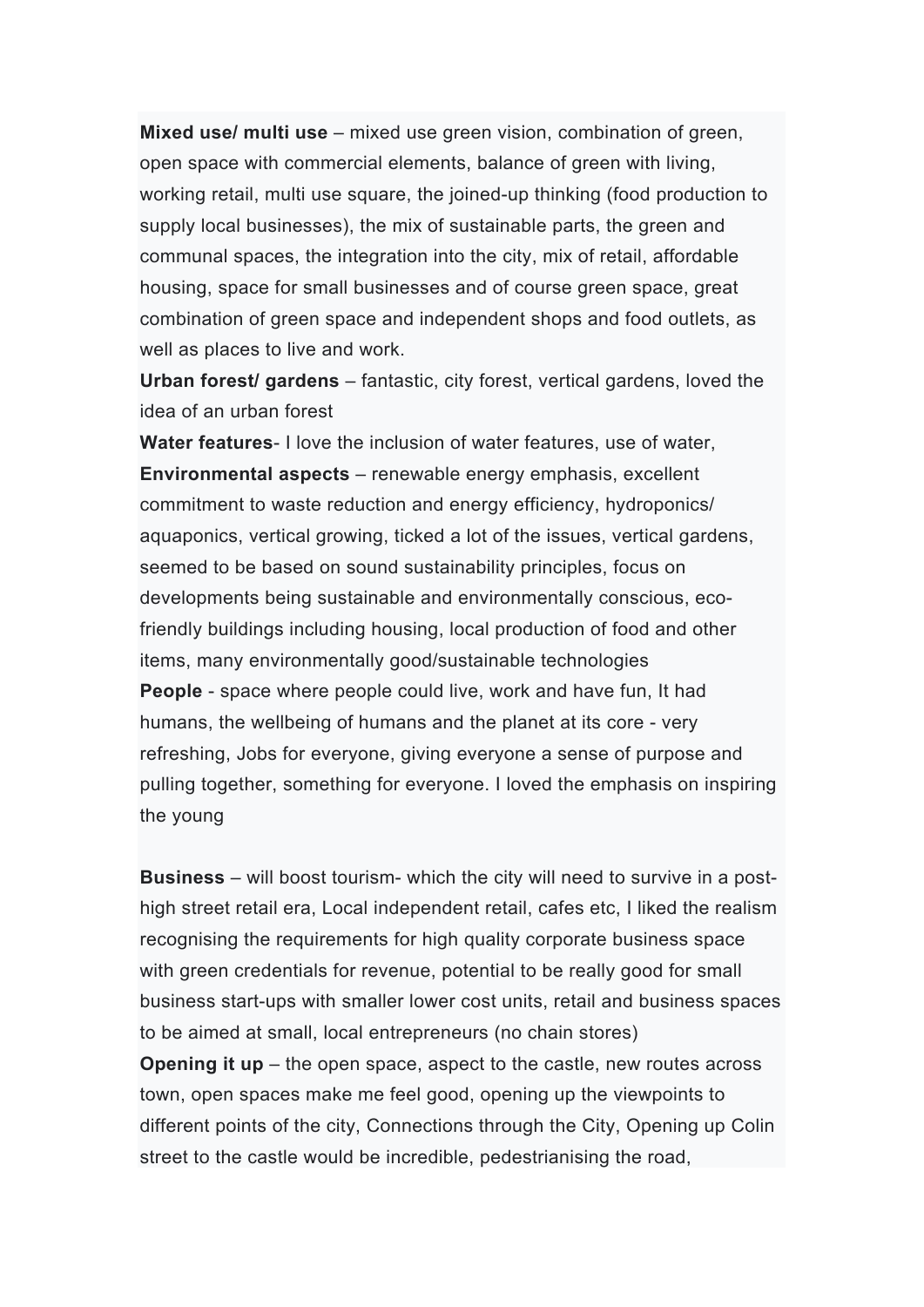**Mixed use/ multi use** – mixed use green vision, combination of green, open space with commercial elements, balance of green with living, working retail, multi use square, the joined-up thinking (food production to supply local businesses), the mix of sustainable parts, the green and communal spaces, the integration into the city, mix of retail, affordable housing, space for small businesses and of course green space, great combination of green space and independent shops and food outlets, as well as places to live and work.
**Urban forest/ gardens** – fantastic, city forest, vertical gardens, loved the idea of an urban forest
**Water features**- I love the inclusion of water features, use of water,
**Environmental aspects** – renewable energy emphasis, excellent commitment to waste reduction and energy efficiency, hydroponics/ aquaponics, vertical growing, ticked a lot of the issues, vertical gardens, seemed to be based on sound sustainability principles, focus on developments being sustainable and environmentally conscious, eco-friendly buildings including housing, local production of food and other items, many environmentally good/sustainable technologies
**People** - space where people could live, work and have fun, It had humans, the wellbeing of humans and the planet at its core - very refreshing, Jobs for everyone, giving everyone a sense of purpose and pulling together, something for everyone. I loved the emphasis on inspiring the young

**Business** – will boost tourism- which the city will need to survive in a post-high street retail era, Local independent retail, cafes etc, I liked the realism recognising the requirements for high quality corporate business space with green credentials for revenue, potential to be really good for small business start-ups with smaller lower cost units, retail and business spaces to be aimed at small, local entrepreneurs (no chain stores)
**Opening it up** – the open space, aspect to the castle, new routes across town, open spaces make me feel good, opening up the viewpoints to different points of the city, Connections through the City, Opening up Colin street to the castle would be incredible, pedestrianising the road,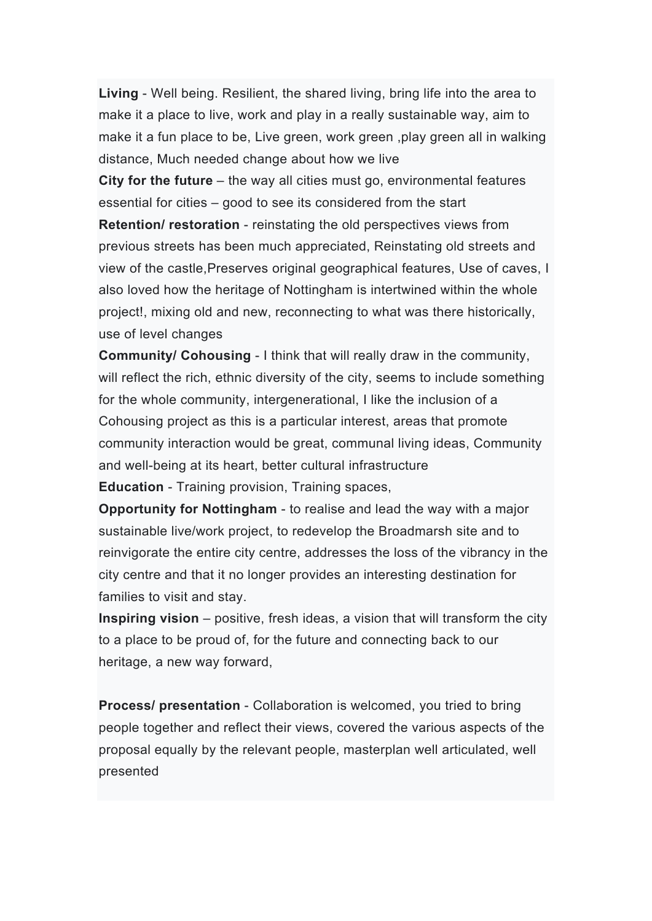**Living** - Well being. Resilient, the shared living, bring life into the area to make it a place to live, work and play in a really sustainable way, aim to make it a fun place to be, Live green, work green ,play green all in walking distance, Much needed change about how we live

**City for the future** – the way all cities must go, environmental features essential for cities – good to see its considered from the start

**Retention/ restoration** - reinstating the old perspectives views from previous streets has been much appreciated, Reinstating old streets and view of the castle,Preserves original geographical features, Use of caves, I also loved how the heritage of Nottingham is intertwined within the whole project!, mixing old and new, reconnecting to what was there historically, use of level changes

**Community/ Cohousing** - I think that will really draw in the community, will reflect the rich, ethnic diversity of the city, seems to include something for the whole community, intergenerational, I like the inclusion of a Cohousing project as this is a particular interest, areas that promote community interaction would be great, communal living ideas, Community and well-being at its heart, better cultural infrastructure

**Education** - Training provision, Training spaces,

**Opportunity for Nottingham** - to realise and lead the way with a major sustainable live/work project, to redevelop the Broadmarsh site and to reinvigorate the entire city centre, addresses the loss of the vibrancy in the city centre and that it no longer provides an interesting destination for families to visit and stay.

**Inspiring vision** – positive, fresh ideas, a vision that will transform the city to a place to be proud of, for the future and connecting back to our heritage, a new way forward,

**Process/ presentation** - Collaboration is welcomed, you tried to bring people together and reflect their views, covered the various aspects of the proposal equally by the relevant people, masterplan well articulated, well presented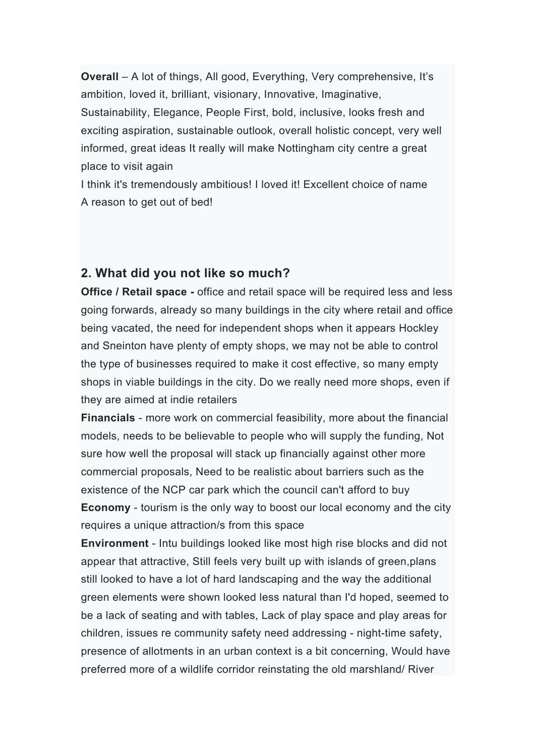**Overall** – A lot of things, All good, Everything, Very comprehensive, It's ambition, loved it, brilliant, visionary, Innovative, Imaginative, Sustainability, Elegance, People First, bold, inclusive, looks fresh and exciting aspiration, sustainable outlook, overall holistic concept, very well informed, great ideas It really will make Nottingham city centre a great place to visit again
I think it's tremendously ambitious! I loved it! Excellent choice of name
A reason to get out of bed!

## 2. What did you not like so much?

**Office / Retail space -** office and retail space will be required less and less going forwards, already so many buildings in the city where retail and office being vacated, the need for independent shops when it appears Hockley and Sneinton have plenty of empty shops, we may not be able to control the type of businesses required to make it cost effective, so many empty shops in viable buildings in the city. Do we really need more shops, even if they are aimed at indie retailers
**Financials** - more work on commercial feasibility, more about the financial models, needs to be believable to people who will supply the funding, Not sure how well the proposal will stack up financially against other more commercial proposals, Need to be realistic about barriers such as the existence of the NCP car park which the council can't afford to buy
**Economy** - tourism is the only way to boost our local economy and the city requires a unique attraction/s from this space
**Environment** - Intu buildings looked like most high rise blocks and did not appear that attractive, Still feels very built up with islands of green,plans still looked to have a lot of hard landscaping and the way the additional green elements were shown looked less natural than I'd hoped, seemed to be a lack of seating and with tables, Lack of play space and play areas for children, issues re community safety need addressing - night-time safety, presence of allotments in an urban context is a bit concerning, Would have preferred more of a wildlife corridor reinstating the old marshland/ River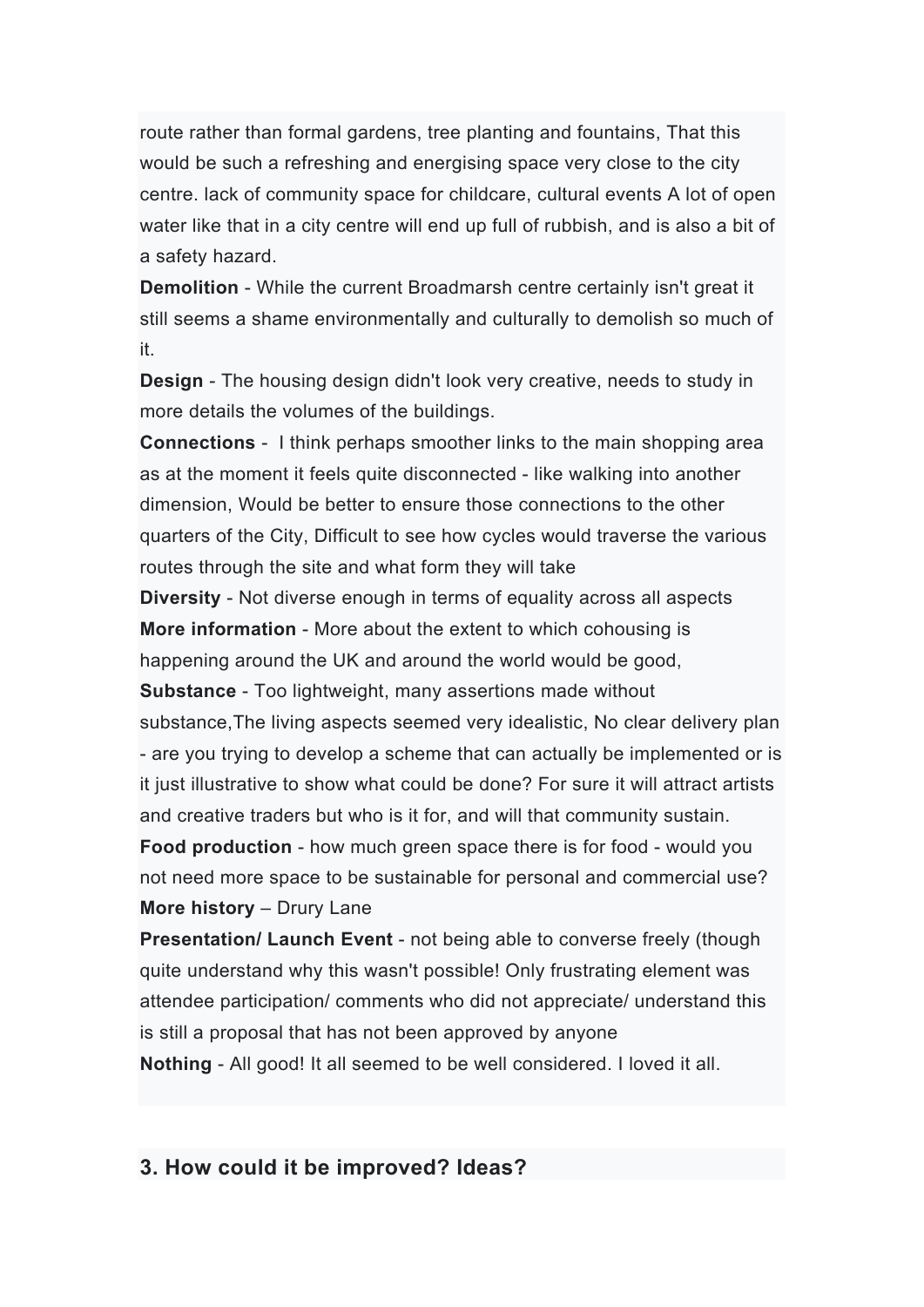route rather than formal gardens, tree planting and fountains, That this would be such a refreshing and energising space very close to the city centre. lack of community space for childcare, cultural events A lot of open water like that in a city centre will end up full of rubbish, and is also a bit of a safety hazard.

**Demolition** - While the current Broadmarsh centre certainly isn't great it still seems a shame environmentally and culturally to demolish so much of it.

**Design** - The housing design didn't look very creative, needs to study in more details the volumes of the buildings.

**Connections** - I think perhaps smoother links to the main shopping area as at the moment it feels quite disconnected - like walking into another dimension, Would be better to ensure those connections to the other quarters of the City, Difficult to see how cycles would traverse the various routes through the site and what form they will take

**Diversity** - Not diverse enough in terms of equality across all aspects

**More information** - More about the extent to which cohousing is happening around the UK and around the world would be good,

**Substance** - Too lightweight, many assertions made without substance,The living aspects seemed very idealistic, No clear delivery plan - are you trying to develop a scheme that can actually be implemented or is it just illustrative to show what could be done? For sure it will attract artists and creative traders but who is it for, and will that community sustain.

**Food production** - how much green space there is for food - would you not need more space to be sustainable for personal and commercial use?

**More history** – Drury Lane

**Presentation/ Launch Event** - not being able to converse freely (though quite understand why this wasn't possible! Only frustrating element was attendee participation/ comments who did not appreciate/ understand this is still a proposal that has not been approved by anyone

**Nothing** - All good! It all seemed to be well considered. I loved it all.

## 3. How could it be improved? Ideas?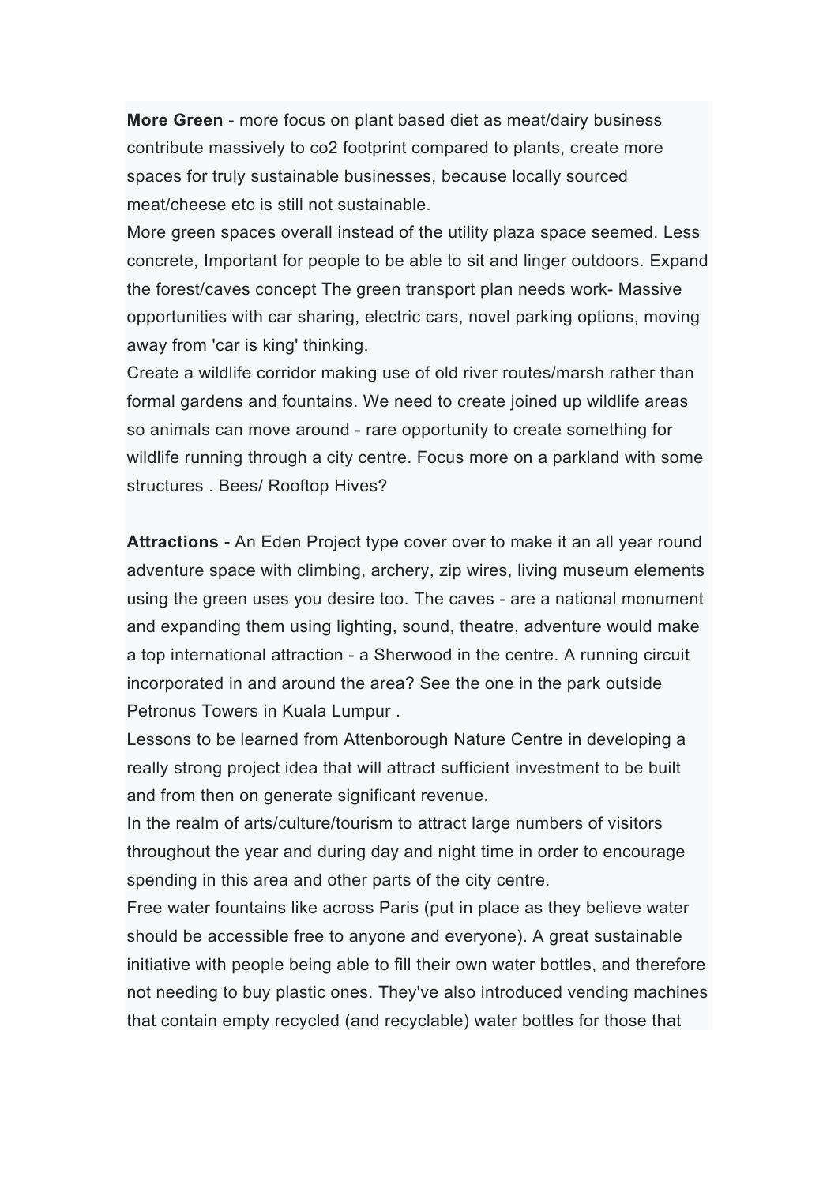**More Green** - more focus on plant based diet as meat/dairy business contribute massively to co2 footprint compared to plants, create more spaces for truly sustainable businesses, because locally sourced meat/cheese etc is still not sustainable.
More green spaces overall instead of the utility plaza space seemed. Less concrete, Important for people to be able to sit and linger outdoors. Expand the forest/caves concept The green transport plan needs work- Massive opportunities with car sharing, electric cars, novel parking options, moving away from 'car is king' thinking.
Create a wildlife corridor making use of old river routes/marsh rather than formal gardens and fountains. We need to create joined up wildlife areas so animals can move around - rare opportunity to create something for wildlife running through a city centre. Focus more on a parkland with some structures . Bees/ Rooftop Hives?

**Attractions -** An Eden Project type cover over to make it an all year round adventure space with climbing, archery, zip wires, living museum elements using the green uses you desire too. The caves - are a national monument and expanding them using lighting, sound, theatre, adventure would make a top international attraction - a Sherwood in the centre. A running circuit incorporated in and around the area? See the one in the park outside Petronus Towers in Kuala Lumpur .
Lessons to be learned from Attenborough Nature Centre in developing a really strong project idea that will attract sufficient investment to be built and from then on generate significant revenue.
In the realm of arts/culture/tourism to attract large numbers of visitors throughout the year and during day and night time in order to encourage spending in this area and other parts of the city centre.
Free water fountains like across Paris (put in place as they believe water should be accessible free to anyone and everyone). A great sustainable initiative with people being able to fill their own water bottles, and therefore not needing to buy plastic ones. They've also introduced vending machines that contain empty recycled (and recyclable) water bottles for those that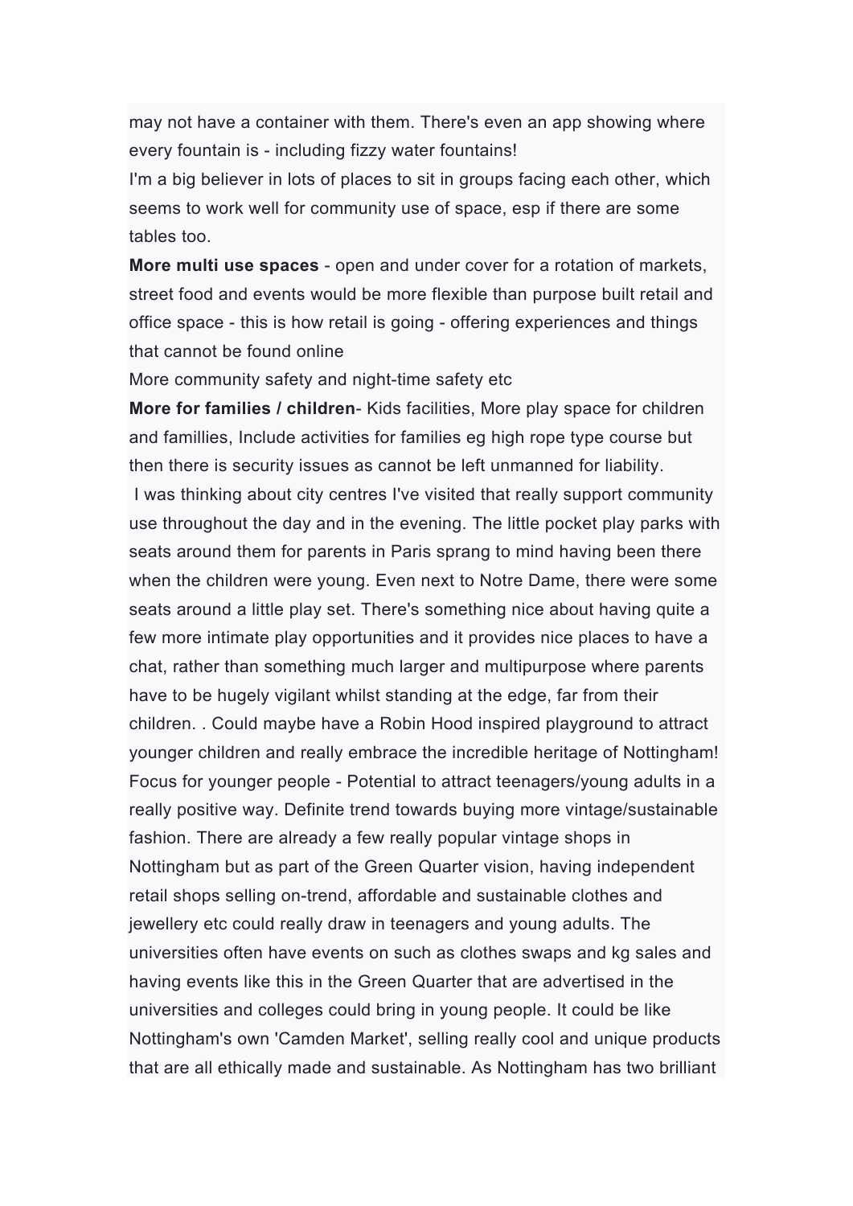may not have a container with them. There's even an app showing where every fountain is - including fizzy water fountains!

I'm a big believer in lots of places to sit in groups facing each other, which seems to work well for community use of space, esp if there are some tables too.

**More multi use spaces** - open and under cover for a rotation of markets, street food and events would be more flexible than purpose built retail and office space - this is how retail is going - offering experiences and things that cannot be found online

More community safety and night-time safety etc

**More for families / children**- Kids facilities, More play space for children and famillies, Include activities for families eg high rope type course but then there is security issues as cannot be left unmanned for liability.

I was thinking about city centres I've visited that really support community use throughout the day and in the evening. The little pocket play parks with seats around them for parents in Paris sprang to mind having been there when the children were young. Even next to Notre Dame, there were some seats around a little play set. There's something nice about having quite a few more intimate play opportunities and it provides nice places to have a chat, rather than something much larger and multipurpose where parents have to be hugely vigilant whilst standing at the edge, far from their children. . Could maybe have a Robin Hood inspired playground to attract younger children and really embrace the incredible heritage of Nottingham!

Focus for younger people - Potential to attract teenagers/young adults in a really positive way. Definite trend towards buying more vintage/sustainable fashion. There are already a few really popular vintage shops in Nottingham but as part of the Green Quarter vision, having independent retail shops selling on-trend, affordable and sustainable clothes and jewellery etc could really draw in teenagers and young adults. The universities often have events on such as clothes swaps and kg sales and having events like this in the Green Quarter that are advertised in the universities and colleges could bring in young people. It could be like Nottingham's own 'Camden Market', selling really cool and unique products that are all ethically made and sustainable. As Nottingham has two brilliant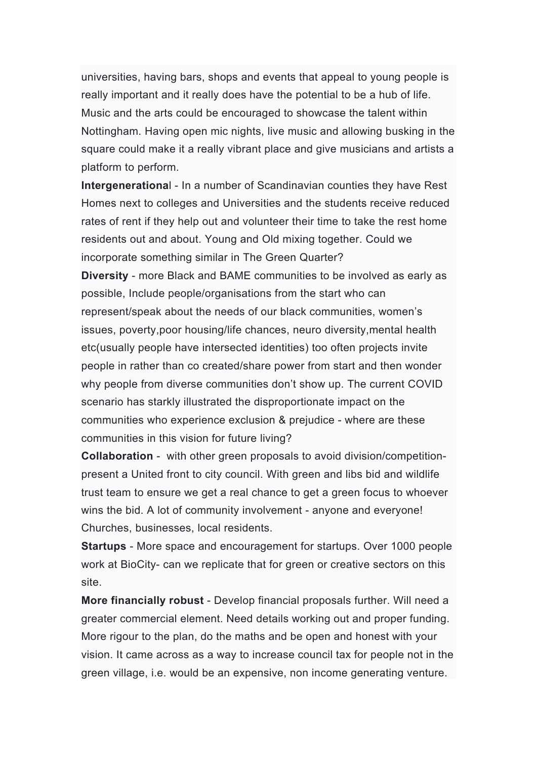universities, having bars, shops and events that appeal to young people is really important and it really does have the potential to be a hub of life. Music and the arts could be encouraged to showcase the talent within Nottingham. Having open mic nights, live music and allowing busking in the square could make it a really vibrant place and give musicians and artists a platform to perform.

**Intergenerationa**l - In a number of Scandinavian counties they have Rest Homes next to colleges and Universities and the students receive reduced rates of rent if they help out and volunteer their time to take the rest home residents out and about. Young and Old mixing together. Could we incorporate something similar in The Green Quarter?

**Diversity** - more Black and BAME communities to be involved as early as possible, Include people/organisations from the start who can represent/speak about the needs of our black communities, women's issues, poverty,poor housing/life chances, neuro diversity,mental health etc(usually people have intersected identities) too often projects invite people in rather than co created/share power from start and then wonder why people from diverse communities don't show up. The current COVID scenario has starkly illustrated the disproportionate impact on the communities who experience exclusion & prejudice - where are these communities in this vision for future living?

**Collaboration** - with other green proposals to avoid division/competition- present a United front to city council. With green and libs bid and wildlife trust team to ensure we get a real chance to get a green focus to whoever wins the bid. A lot of community involvement - anyone and everyone! Churches, businesses, local residents.

**Startups** - More space and encouragement for startups. Over 1000 people work at BioCity- can we replicate that for green or creative sectors on this site.

**More financially robust** - Develop financial proposals further. Will need a greater commercial element. Need details working out and proper funding. More rigour to the plan, do the maths and be open and honest with your vision. It came across as a way to increase council tax for people not in the green village, i.e. would be an expensive, non income generating venture.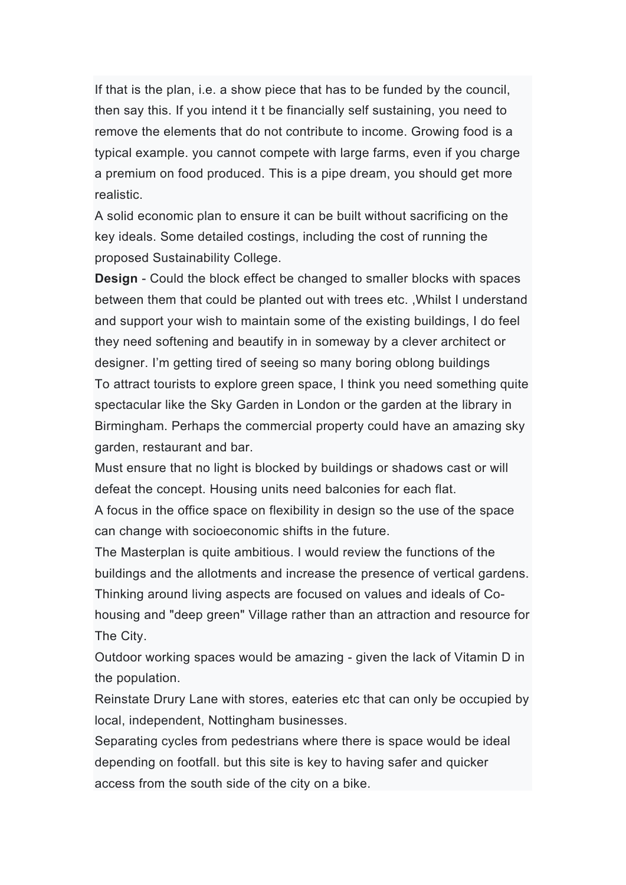If that is the plan, i.e. a show piece that has to be funded by the council, then say this. If you intend it t be financially self sustaining, you need to remove the elements that do not contribute to income. Growing food is a typical example. you cannot compete with large farms, even if you charge a premium on food produced. This is a pipe dream, you should get more realistic.

A solid economic plan to ensure it can be built without sacrificing on the key ideals. Some detailed costings, including the cost of running the proposed Sustainability College.

**Design** - Could the block effect be changed to smaller blocks with spaces between them that could be planted out with trees etc. ,Whilst I understand and support your wish to maintain some of the existing buildings, I do feel they need softening and beautify in in someway by a clever architect or designer. I'm getting tired of seeing so many boring oblong buildings

To attract tourists to explore green space, I think you need something quite spectacular like the Sky Garden in London or the garden at the library in Birmingham. Perhaps the commercial property could have an amazing sky garden, restaurant and bar.

Must ensure that no light is blocked by buildings or shadows cast or will defeat the concept. Housing units need balconies for each flat.

A focus in the office space on flexibility in design so the use of the space can change with socioeconomic shifts in the future.

The Masterplan is quite ambitious. I would review the functions of the buildings and the allotments and increase the presence of vertical gardens. Thinking around living aspects are focused on values and ideals of Co-housing and "deep green" Village rather than an attraction and resource for The City.

Outdoor working spaces would be amazing - given the lack of Vitamin D in the population.

Reinstate Drury Lane with stores, eateries etc that can only be occupied by local, independent, Nottingham businesses.

Separating cycles from pedestrians where there is space would be ideal depending on footfall. but this site is key to having safer and quicker access from the south side of the city on a bike.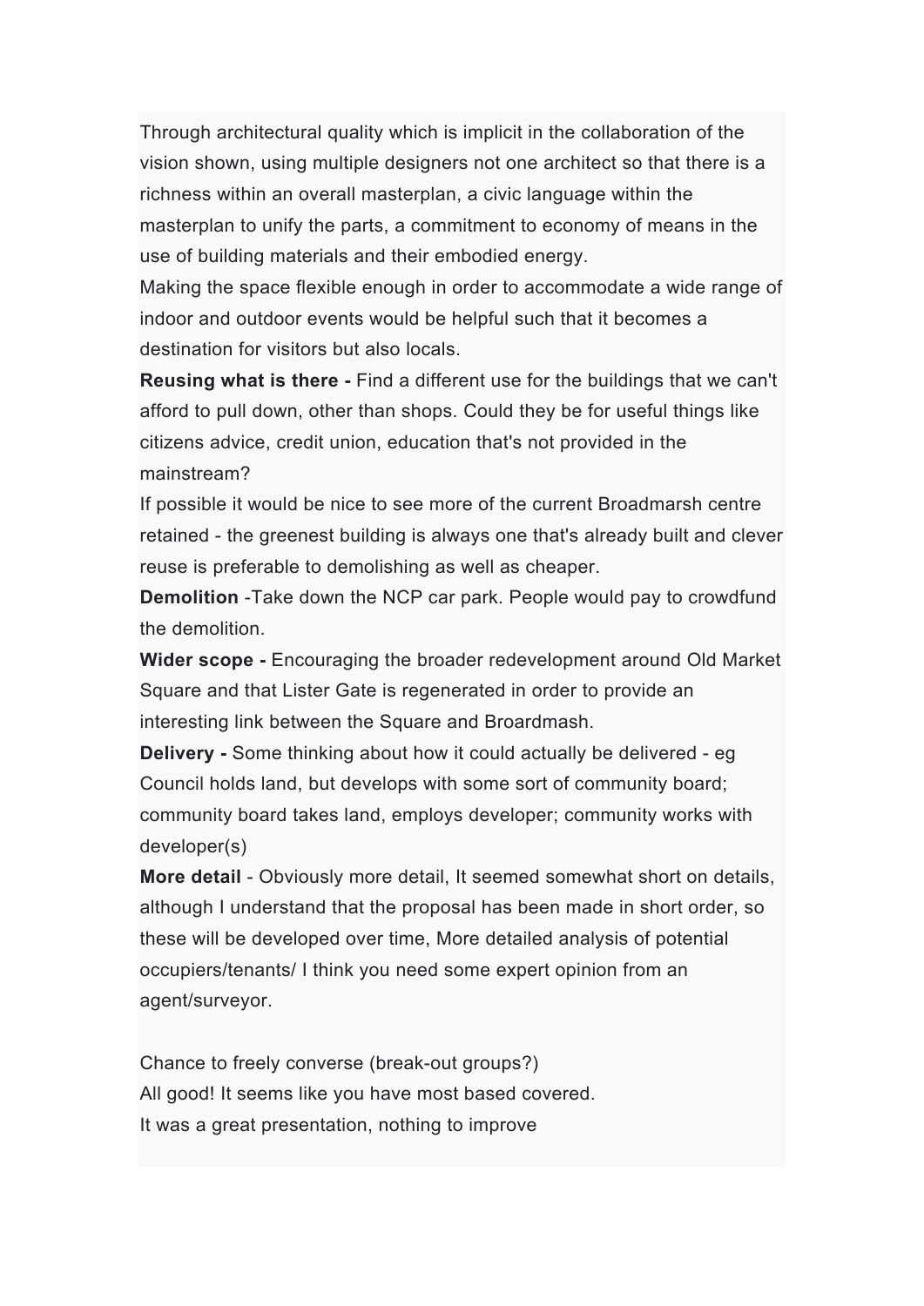Through architectural quality which is implicit in the collaboration of the vision shown, using multiple designers not one architect so that there is a richness within an overall masterplan, a civic language within the masterplan to unify the parts, a commitment to economy of means in the use of building materials and their embodied energy.

Making the space flexible enough in order to accommodate a wide range of indoor and outdoor events would be helpful such that it becomes a destination for visitors but also locals.

**Reusing what is there -** Find a different use for the buildings that we can't afford to pull down, other than shops. Could they be for useful things like citizens advice, credit union, education that's not provided in the mainstream?

If possible it would be nice to see more of the current Broadmarsh centre retained - the greenest building is always one that's already built and clever reuse is preferable to demolishing as well as cheaper.

**Demolition** -Take down the NCP car park. People would pay to crowdfund the demolition.

**Wider scope -** Encouraging the broader redevelopment around Old Market Square and that Lister Gate is regenerated in order to provide an interesting link between the Square and Broardmash.

**Delivery -** Some thinking about how it could actually be delivered - eg Council holds land, but develops with some sort of community board; community board takes land, employs developer; community works with developer(s)

**More detail** - Obviously more detail, It seemed somewhat short on details, although I understand that the proposal has been made in short order, so these will be developed over time, More detailed analysis of potential occupiers/tenants/ I think you need some expert opinion from an agent/surveyor.

Chance to freely converse (break-out groups?)

All good! It seems like you have most based covered.

It was a great presentation, nothing to improve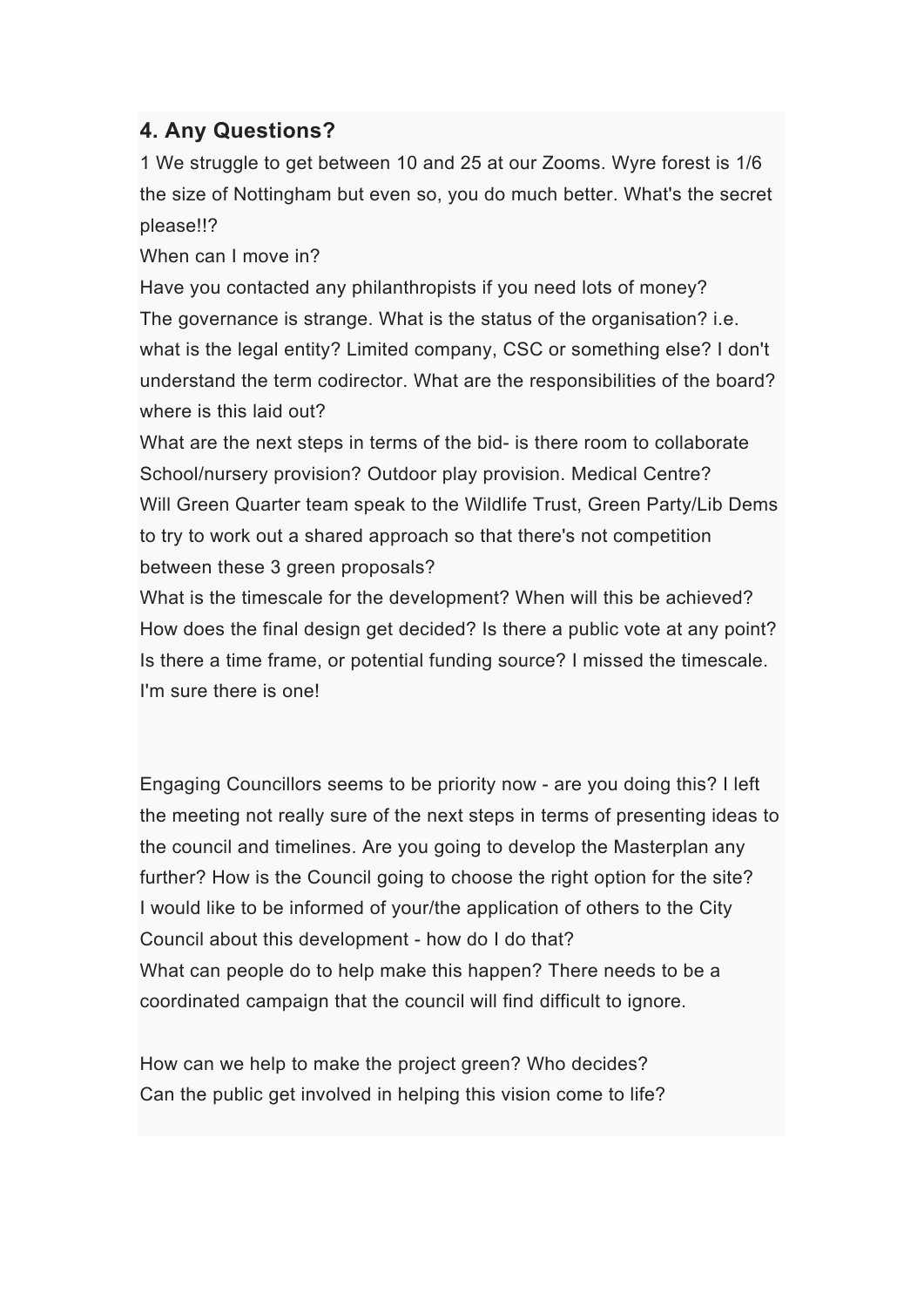### 4. Any Questions?

1 We struggle to get between 10 and 25 at our Zooms. Wyre forest is 1/6 the size of Nottingham but even so, you do much better. What's the secret please!!?

When can I move in?

Have you contacted any philanthropists if you need lots of money?

The governance is strange. What is the status of the organisation? i.e. what is the legal entity? Limited company, CSC or something else? I don't understand the term codirector. What are the responsibilities of the board? where is this laid out?

What are the next steps in terms of the bid- is there room to collaborate School/nursery provision? Outdoor play provision. Medical Centre?

Will Green Quarter team speak to the Wildlife Trust, Green Party/Lib Dems to try to work out a shared approach so that there's not competition between these 3 green proposals?

What is the timescale for the development? When will this be achieved?

How does the final design get decided? Is there a public vote at any point?

Is there a time frame, or potential funding source? I missed the timescale. I'm sure there is one!

Engaging Councillors seems to be priority now - are you doing this? I left the meeting not really sure of the next steps in terms of presenting ideas to the council and timelines. Are you going to develop the Masterplan any further? How is the Council going to choose the right option for the site?

I would like to be informed of your/the application of others to the City Council about this development - how do I do that?

What can people do to help make this happen? There needs to be a coordinated campaign that the council will find difficult to ignore.

How can we help to make the project green? Who decides?

Can the public get involved in helping this vision come to life?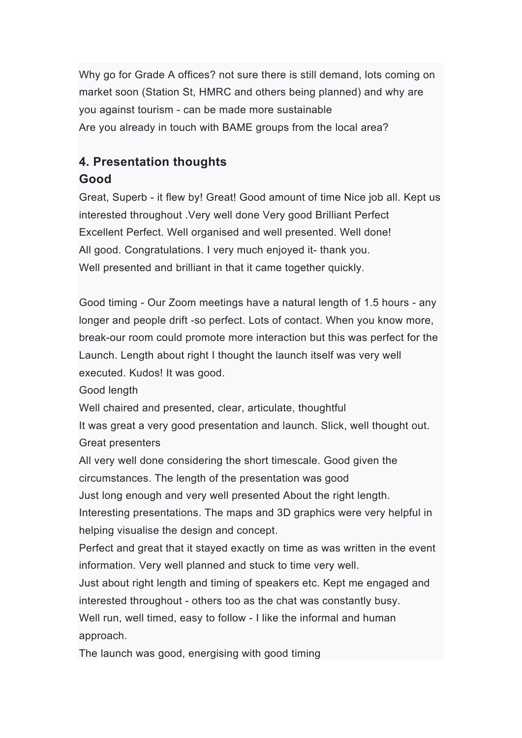Why go for Grade A offices? not sure there is still demand, lots coming on market soon (Station St, HMRC and others being planned) and why are you against tourism - can be made more sustainable
Are you already in touch with BAME groups from the local area?

## 4. Presentation thoughts

## Good

Great, Superb - it flew by! Great! Good amount of time Nice job all. Kept us interested throughout .Very well done Very good Brilliant Perfect Excellent Perfect. Well organised and well presented. Well done!
All good. Congratulations. I very much enjoyed it- thank you.
Well presented and brilliant in that it came together quickly.

Good timing - Our Zoom meetings have a natural length of 1.5 hours - any longer and people drift -so perfect. Lots of contact. When you know more, break-our room could promote more interaction but this was perfect for the Launch. Length about right I thought the launch itself was very well executed. Kudos! It was good.
Good length
Well chaired and presented, clear, articulate, thoughtful
It was great a very good presentation and launch. Slick, well thought out.
Great presenters
All very well done considering the short timescale. Good given the circumstances. The length of the presentation was good
Just long enough and very well presented About the right length.
Interesting presentations. The maps and 3D graphics were very helpful in helping visualise the design and concept.
Perfect and great that it stayed exactly on time as was written in the event information. Very well planned and stuck to time very well.
Just about right length and timing of speakers etc. Kept me engaged and interested throughout - others too as the chat was constantly busy.
Well run, well timed, easy to follow - I like the informal and human approach.
The launch was good, energising with good timing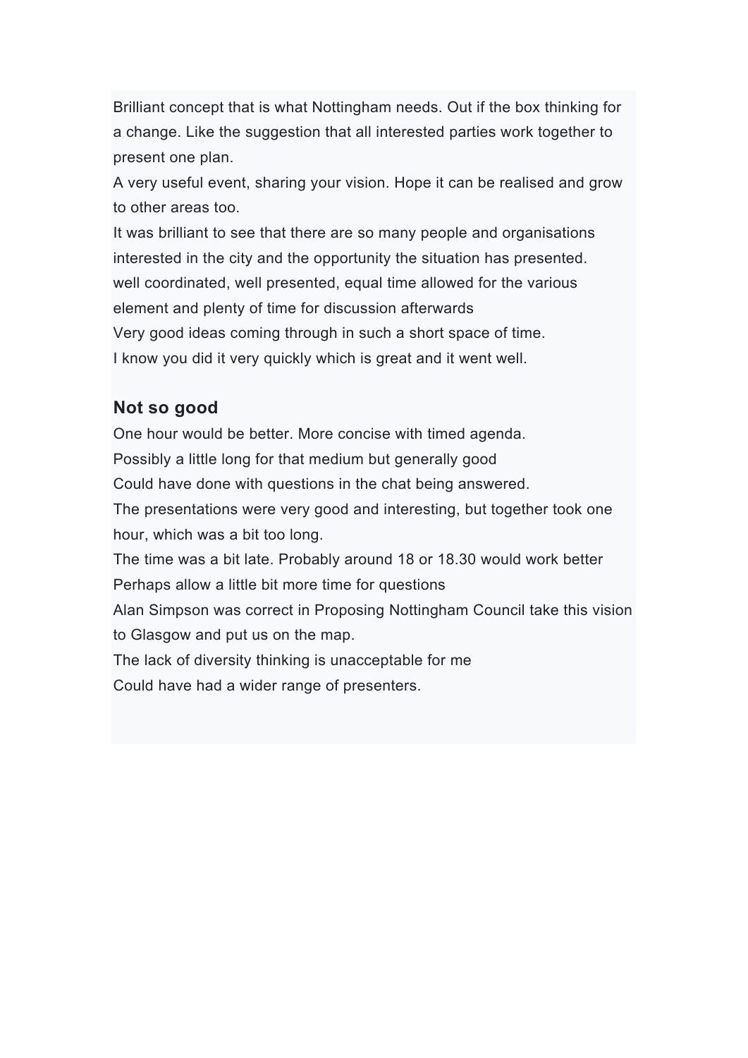Brilliant concept that is what Nottingham needs. Out if the box thinking for a change. Like the suggestion that all interested parties work together to present one plan.

A very useful event, sharing your vision. Hope it can be realised and grow to other areas too.

It was brilliant to see that there are so many people and organisations interested in the city and the opportunity the situation has presented.

well coordinated, well presented, equal time allowed for the various element and plenty of time for discussion afterwards

Very good ideas coming through in such a short space of time.

I know you did it very quickly which is great and it went well.

### Not so good

One hour would be better. More concise with timed agenda.

Possibly a little long for that medium but generally good

Could have done with questions in the chat being answered.

The presentations were very good and interesting, but together took one hour, which was a bit too long.

The time was a bit late. Probably around 18 or 18.30 would work better

Perhaps allow a little bit more time for questions

Alan Simpson was correct in Proposing Nottingham Council take this vision to Glasgow and put us on the map.

The lack of diversity thinking is unacceptable for me

Could have had a wider range of presenters.